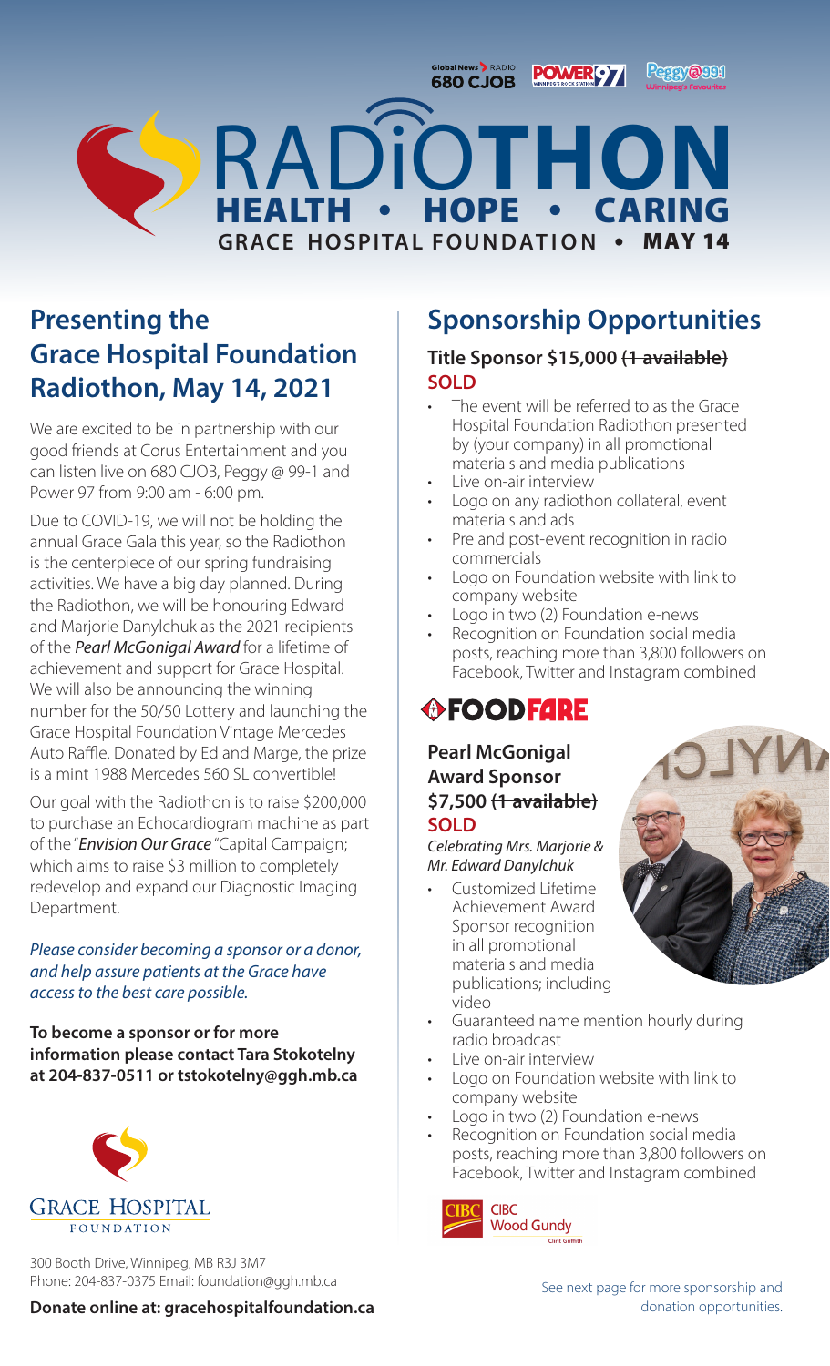Global News RADIO 680 CJOB · POWER 97 · Peggy@99.1

# RADIOTHON

## HEALTH • HOPE • CARING

**GRACE HOSPITAL FOUNDATION • MAY 14**

## Presenting the Grace Hospital Foundation Radiothon, May 14, 2021

We are excited to be in partnership with our good friends at Corus Entertainment and you can listen live on 680 CJOB, Peggy @ 99-1 and Power 97 from 9:00 am - 6:00 pm.

Due to COVID-19, we will not be holding the annual Grace Gala this year, so the Radiothon is the centerpiece of our spring fundraising activities. We have a big day planned. During the Radiothon, we will be honouring Edward and Marjorie Danylchuk as the 2021 recipients of the ***Pearl McGonigal Award*** for a lifetime of achievement and support for Grace Hospital. We will also be announcing the winning number for the 50/50 Lottery and launching the Grace Hospital Foundation Vintage Mercedes Auto Raffle. Donated by Ed and Marge, the prize is a mint 1988 Mercedes 560 SL convertible!

Our goal with the Radiothon is to raise $200,000 to purchase an Echocardiogram machine as part of the "***Envision Our Grace***"Capital Campaign; which aims to raise $3 million to completely redevelop and expand our Diagnostic Imaging Department.

*Please consider becoming a sponsor or a donor, and help assure patients at the Grace have access to the best care possible.*

**To become a sponsor or for more information please contact Tara Stokotelny at 204-837-0511 or tstokotelny@ggh.mb.ca**

GRACE HOSPITAL FOUNDATION

300 Booth Drive, Winnipeg, MB R3J 3M7
Phone: 204-837-0375 Email: foundation@ggh.mb.ca

**Donate online at: gracehospitalfoundation.ca**

## Sponsorship Opportunities

### Title Sponsor $15,000 ~~(1 available)~~ SOLD

- The event will be referred to as the Grace Hospital Foundation Radiothon presented by (your company) in all promotional materials and media publications
- Live on-air interview
- Logo on any radiothon collateral, event materials and ads
- Pre and post-event recognition in radio commercials
- Logo on Foundation website with link to company website
- Logo in two (2) Foundation e-news
- Recognition on Foundation social media posts, reaching more than 3,800 followers on Facebook, Twitter and Instagram combined

FOODFARE

### Pearl McGonigal Award Sponsor $7,500 ~~(1 available)~~ SOLD

*Celebrating Mrs. Marjorie & Mr. Edward Danylchuk*

- Customized Lifetime Achievement Award Sponsor recognition in all promotional materials and media publications; including video
- Guaranteed name mention hourly during radio broadcast
- Live on-air interview
- Logo on Foundation website with link to company website
- Logo in two (2) Foundation e-news
- Recognition on Foundation social media posts, reaching more than 3,800 followers on Facebook, Twitter and Instagram combined

CIBC Wood Gundy – Clint Griffith

See next page for more sponsorship and donation opportunities.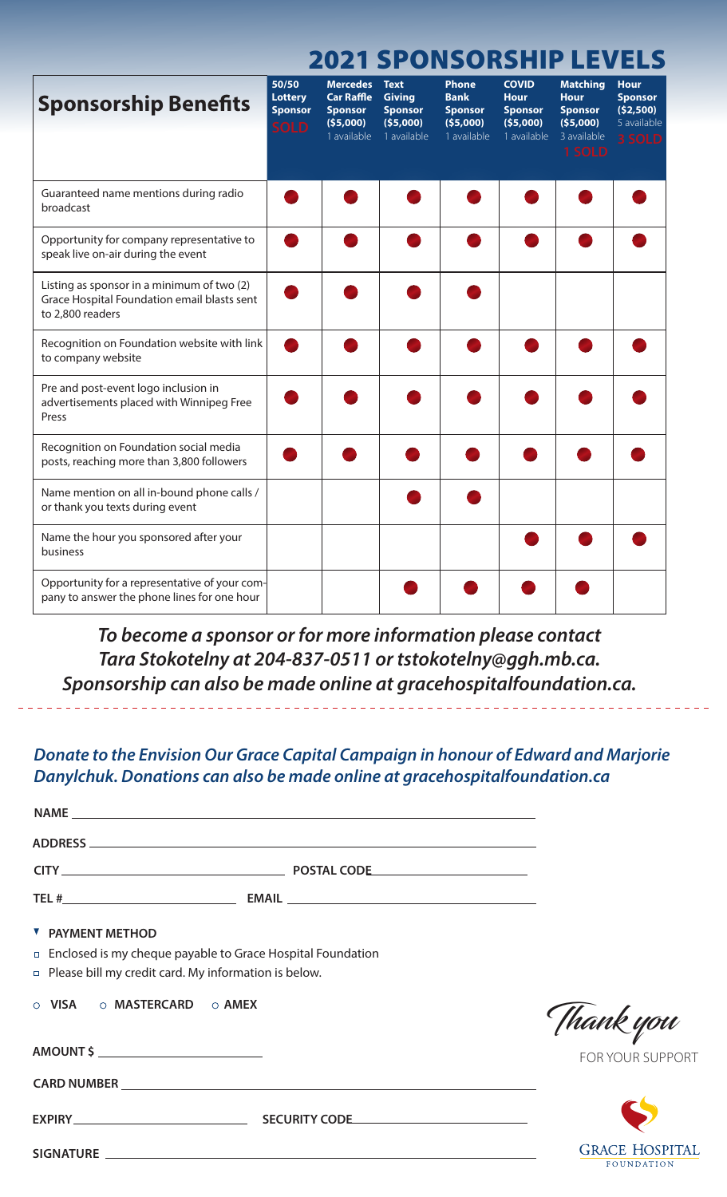# 2021 SPONSORSHIP LEVELS

| Sponsorship Benefits | 50/50 Lottery Sponsor SOLD | Mercedes Car Raffle Sponsor ($5,000) 1 available | Text Giving Sponsor ($5,000) 1 available | Phone Bank Sponsor ($5,000) 1 available | COVID Hour Sponsor ($5,000) 1 available | Matching Hour Sponsor ($5,000) 3 available 1 SOLD | Hour Sponsor ($2,500) 5 available 3 SOLD |
|---|---|---|---|---|---|---|---|
| Guaranteed name mentions during radio broadcast | ● | ● | ● | ● | ● | ● | ● |
| Opportunity for company representative to speak live on-air during the event | ● | ● | ● | ● | ● | ● | ● |
| Listing as sponsor in a minimum of two (2) Grace Hospital Foundation email blasts sent to 2,800 readers | ● | ● | ● | ● | | | |
| Recognition on Foundation website with link to company website | ● | ● | ● | ● | ● | ● | ● |
| Pre and post-event logo inclusion in advertisements placed with Winnipeg Free Press | ● | ● | ● | ● | ● | ● | ● |
| Recognition on Foundation social media posts, reaching more than 3,800 followers | ● | ● | ● | ● | ● | ● | ● |
| Name mention on all in-bound phone calls / or thank you texts during event | | | ● | ● | | | |
| Name the hour you sponsored after your business | | | | | ● | ● | ● |
| Opportunity for a representative of your company to answer the phone lines for one hour | | | ● | ● | ● | ● | |

***To become a sponsor or for more information please contact Tara Stokotelny at 204-837-0511 or tstokotelny@ggh.mb.ca. Sponsorship can also be made online at gracehospitalfoundation.ca.***

---

***Donate to the Envision Our Grace Capital Campaign in honour of Edward and Marjorie Danylchuk. Donations can also be made online at gracehospitalfoundation.ca***

**NAME** ______________________________

**ADDRESS** ______________________________

**CITY** ______________ **POSTAL CODE** ______________

**TEL #** ______________ **EMAIL** ______________

**PAYMENT METHOD**

- ☐ Enclosed is my cheque payable to Grace Hospital Foundation
- ☐ Please bill my credit card. My information is below.

○ **VISA** ○ **MASTERCARD** ○ **AMEX**

**AMOUNT $** ______________

**CARD NUMBER** ______________________________

**EXPIRY** ______________ **SECURITY CODE** ______________

**SIGNATURE** ______________________________

*Thank you*

FOR YOUR SUPPORT

GRACE HOSPITAL FOUNDATION